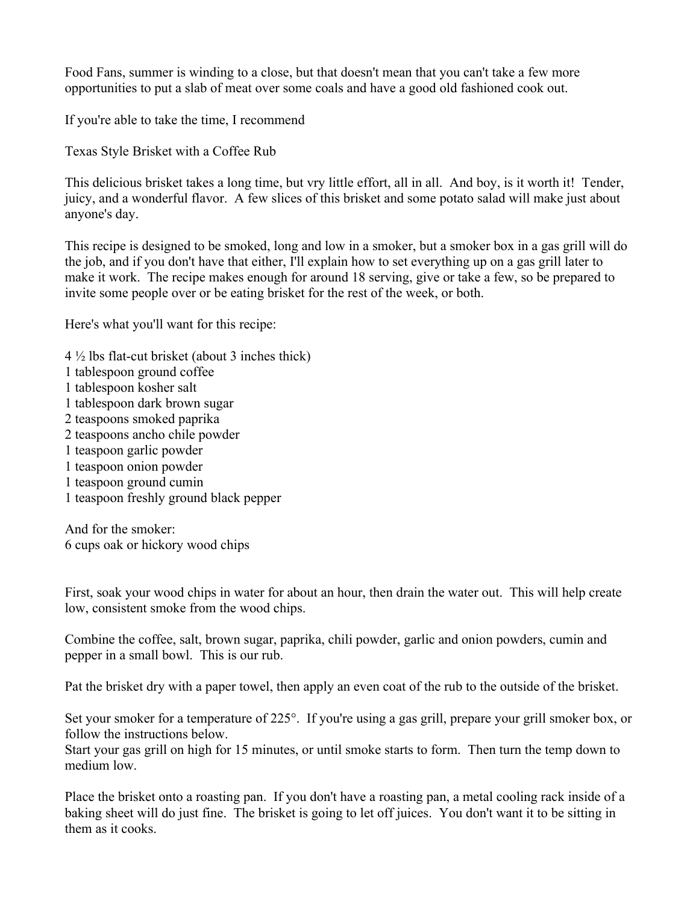Food Fans, summer is winding to a close, but that doesn't mean that you can't take a few more opportunities to put a slab of meat over some coals and have a good old fashioned cook out.

If you're able to take the time, I recommend

Texas Style Brisket with a Coffee Rub

This delicious brisket takes a long time, but vry little effort, all in all. And boy, is it worth it! Tender, juicy, and a wonderful flavor. A few slices of this brisket and some potato salad will make just about anyone's day.

This recipe is designed to be smoked, long and low in a smoker, but a smoker box in a gas grill will do the job, and if you don't have that either, I'll explain how to set everything up on a gas grill later to make it work. The recipe makes enough for around 18 serving, give or take a few, so be prepared to invite some people over or be eating brisket for the rest of the week, or both.

Here's what you'll want for this recipe:

4 ½ lbs flat-cut brisket (about 3 inches thick)
1 tablespoon ground coffee
1 tablespoon kosher salt
1 tablespoon dark brown sugar
2 teaspoons smoked paprika
2 teaspoons ancho chile powder
1 teaspoon garlic powder
1 teaspoon onion powder
1 teaspoon ground cumin
1 teaspoon freshly ground black pepper

And for the smoker:
6 cups oak or hickory wood chips

First, soak your wood chips in water for about an hour, then drain the water out. This will help create low, consistent smoke from the wood chips.

Combine the coffee, salt, brown sugar, paprika, chili powder, garlic and onion powders, cumin and pepper in a small bowl. This is our rub.

Pat the brisket dry with a paper towel, then apply an even coat of the rub to the outside of the brisket.

Set your smoker for a temperature of 225°. If you're using a gas grill, prepare your grill smoker box, or follow the instructions below.
Start your gas grill on high for 15 minutes, or until smoke starts to form. Then turn the temp down to medium low.

Place the brisket onto a roasting pan. If you don't have a roasting pan, a metal cooling rack inside of a baking sheet will do just fine. The brisket is going to let off juices. You don't want it to be sitting in them as it cooks.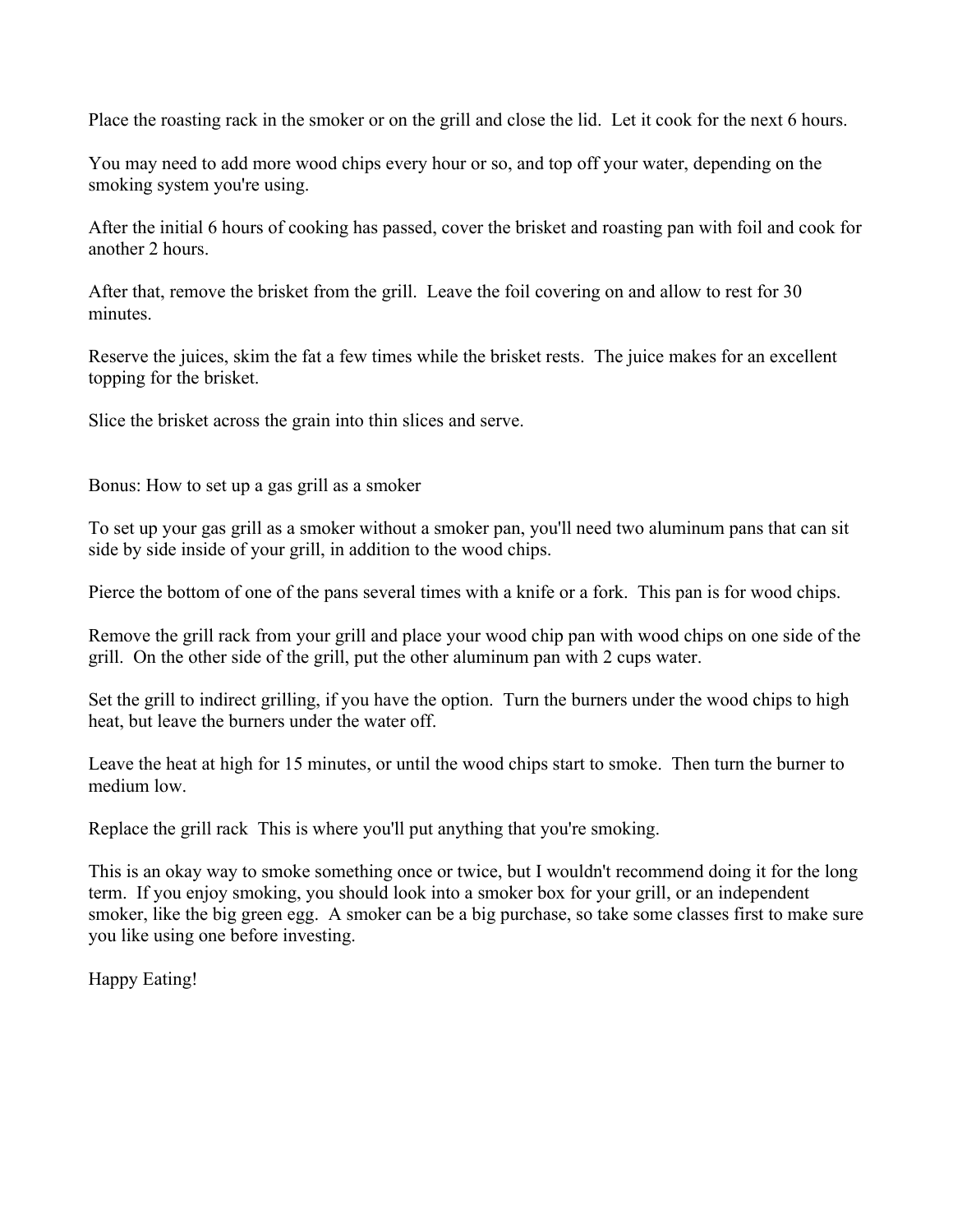Place the roasting rack in the smoker or on the grill and close the lid.  Let it cook for the next 6 hours.

You may need to add more wood chips every hour or so, and top off your water, depending on the smoking system you're using.

After the initial 6 hours of cooking has passed, cover the brisket and roasting pan with foil and cook for another 2 hours.

After that, remove the brisket from the grill.  Leave the foil covering on and allow to rest for 30 minutes.

Reserve the juices, skim the fat a few times while the brisket rests.  The juice makes for an excellent topping for the brisket.

Slice the brisket across the grain into thin slices and serve.

Bonus: How to set up a gas grill as a smoker

To set up your gas grill as a smoker without a smoker pan, you'll need two aluminum pans that can sit side by side inside of your grill, in addition to the wood chips.

Pierce the bottom of one of the pans several times with a knife or a fork.  This pan is for wood chips.

Remove the grill rack from your grill and place your wood chip pan with wood chips on one side of the grill.  On the other side of the grill, put the other aluminum pan with 2 cups water.

Set the grill to indirect grilling, if you have the option.  Turn the burners under the wood chips to high heat, but leave the burners under the water off.

Leave the heat at high for 15 minutes, or until the wood chips start to smoke.  Then turn the burner to medium low.

Replace the grill rack  This is where you'll put anything that you're smoking.

This is an okay way to smoke something once or twice, but I wouldn't recommend doing it for the long term.  If you enjoy smoking, you should look into a smoker box for your grill, or an independent smoker, like the big green egg.  A smoker can be a big purchase, so take some classes first to make sure you like using one before investing.

Happy Eating!